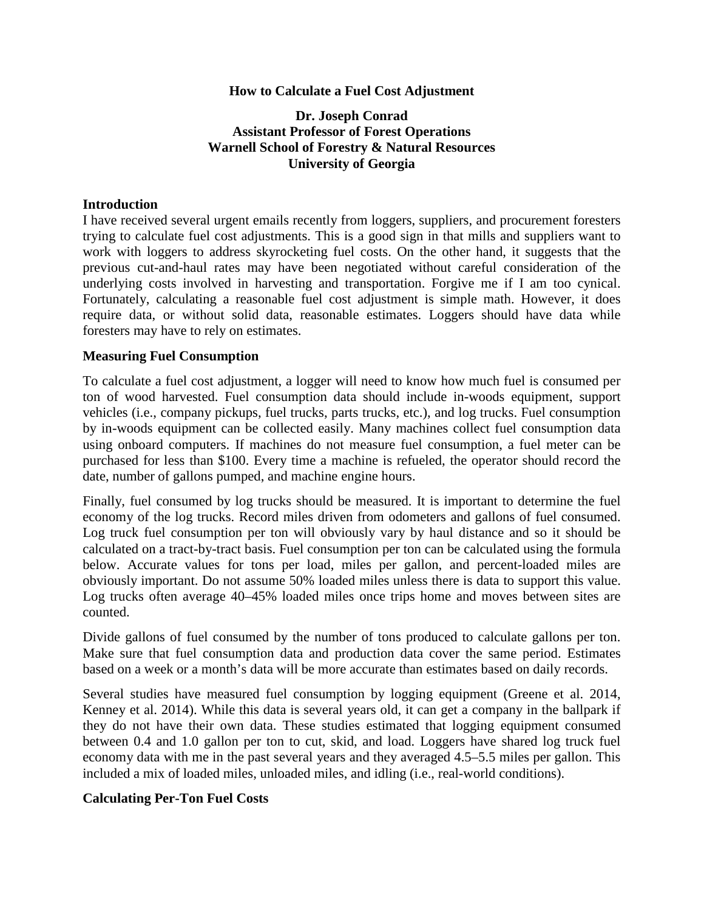# How to Calculate a Fuel Cost Adjustment

**Dr. Joseph Conrad**
**Assistant Professor of Forest Operations**
**Warnell School of Forestry & Natural Resources**
**University of Georgia**

## Introduction

I have received several urgent emails recently from loggers, suppliers, and procurement foresters trying to calculate fuel cost adjustments. This is a good sign in that mills and suppliers want to work with loggers to address skyrocketing fuel costs. On the other hand, it suggests that the previous cut-and-haul rates may have been negotiated without careful consideration of the underlying costs involved in harvesting and transportation. Forgive me if I am too cynical. Fortunately, calculating a reasonable fuel cost adjustment is simple math. However, it does require data, or without solid data, reasonable estimates. Loggers should have data while foresters may have to rely on estimates.

## Measuring Fuel Consumption

To calculate a fuel cost adjustment, a logger will need to know how much fuel is consumed per ton of wood harvested. Fuel consumption data should include in-woods equipment, support vehicles (i.e., company pickups, fuel trucks, parts trucks, etc.), and log trucks. Fuel consumption by in-woods equipment can be collected easily. Many machines collect fuel consumption data using onboard computers. If machines do not measure fuel consumption, a fuel meter can be purchased for less than \$100. Every time a machine is refueled, the operator should record the date, number of gallons pumped, and machine engine hours.

Finally, fuel consumed by log trucks should be measured. It is important to determine the fuel economy of the log trucks. Record miles driven from odometers and gallons of fuel consumed. Log truck fuel consumption per ton will obviously vary by haul distance and so it should be calculated on a tract-by-tract basis. Fuel consumption per ton can be calculated using the formula below. Accurate values for tons per load, miles per gallon, and percent-loaded miles are obviously important. Do not assume 50% loaded miles unless there is data to support this value. Log trucks often average 40–45% loaded miles once trips home and moves between sites are counted.

Divide gallons of fuel consumed by the number of tons produced to calculate gallons per ton. Make sure that fuel consumption data and production data cover the same period. Estimates based on a week or a month's data will be more accurate than estimates based on daily records.

Several studies have measured fuel consumption by logging equipment (Greene et al. 2014, Kenney et al. 2014). While this data is several years old, it can get a company in the ballpark if they do not have their own data. These studies estimated that logging equipment consumed between 0.4 and 1.0 gallon per ton to cut, skid, and load. Loggers have shared log truck fuel economy data with me in the past several years and they averaged 4.5–5.5 miles per gallon. This included a mix of loaded miles, unloaded miles, and idling (i.e., real-world conditions).

## Calculating Per-Ton Fuel Costs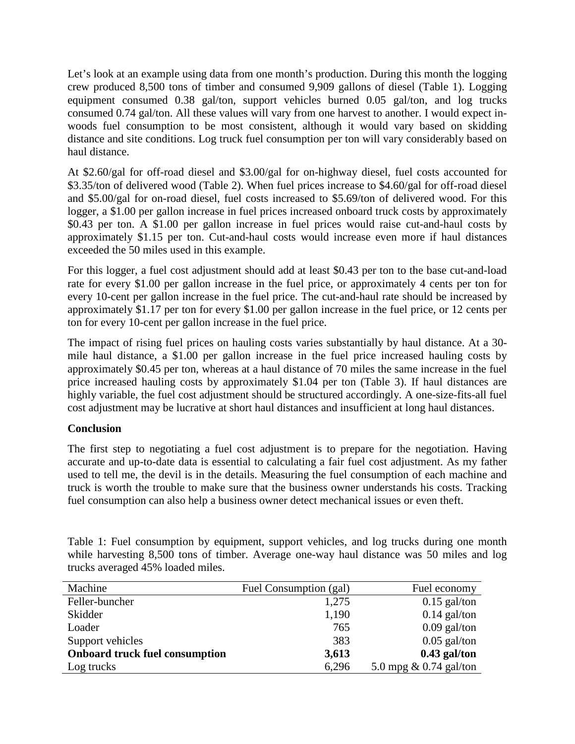Let's look at an example using data from one month's production. During this month the logging crew produced 8,500 tons of timber and consumed 9,909 gallons of diesel (Table 1). Logging equipment consumed 0.38 gal/ton, support vehicles burned 0.05 gal/ton, and log trucks consumed 0.74 gal/ton. All these values will vary from one harvest to another. I would expect in-woods fuel consumption to be most consistent, although it would vary based on skidding distance and site conditions. Log truck fuel consumption per ton will vary considerably based on haul distance.

At $2.60/gal for off-road diesel and $3.00/gal for on-highway diesel, fuel costs accounted for $3.35/ton of delivered wood (Table 2). When fuel prices increase to $4.60/gal for off-road diesel and $5.00/gal for on-road diesel, fuel costs increased to $5.69/ton of delivered wood. For this logger, a $1.00 per gallon increase in fuel prices increased onboard truck costs by approximately $0.43 per ton. A $1.00 per gallon increase in fuel prices would raise cut-and-haul costs by approximately $1.15 per ton. Cut-and-haul costs would increase even more if haul distances exceeded the 50 miles used in this example.

For this logger, a fuel cost adjustment should add at least $0.43 per ton to the base cut-and-load rate for every $1.00 per gallon increase in the fuel price, or approximately 4 cents per ton for every 10-cent per gallon increase in the fuel price. The cut-and-haul rate should be increased by approximately $1.17 per ton for every $1.00 per gallon increase in the fuel price, or 12 cents per ton for every 10-cent per gallon increase in the fuel price.

The impact of rising fuel prices on hauling costs varies substantially by haul distance. At a 30-mile haul distance, a $1.00 per gallon increase in the fuel price increased hauling costs by approximately $0.45 per ton, whereas at a haul distance of 70 miles the same increase in the fuel price increased hauling costs by approximately $1.04 per ton (Table 3). If haul distances are highly variable, the fuel cost adjustment should be structured accordingly. A one-size-fits-all fuel cost adjustment may be lucrative at short haul distances and insufficient at long haul distances.

**Conclusion**

The first step to negotiating a fuel cost adjustment is to prepare for the negotiation. Having accurate and up-to-date data is essential to calculating a fair fuel cost adjustment. As my father used to tell me, the devil is in the details. Measuring the fuel consumption of each machine and truck is worth the trouble to make sure that the business owner understands his costs. Tracking fuel consumption can also help a business owner detect mechanical issues or even theft.

Table 1: Fuel consumption by equipment, support vehicles, and log trucks during one month while harvesting 8,500 tons of timber. Average one-way haul distance was 50 miles and log trucks averaged 45% loaded miles.

| Machine | Fuel Consumption (gal) | Fuel economy |
|---|---:|---:|
| Feller-buncher | 1,275 | 0.15 gal/ton |
| Skidder | 1,190 | 0.14 gal/ton |
| Loader | 765 | 0.09 gal/ton |
| Support vehicles | 383 | 0.05 gal/ton |
| **Onboard truck fuel consumption** | **3,613** | **0.43 gal/ton** |
| Log trucks | 6,296 | 5.0 mpg & 0.74 gal/ton |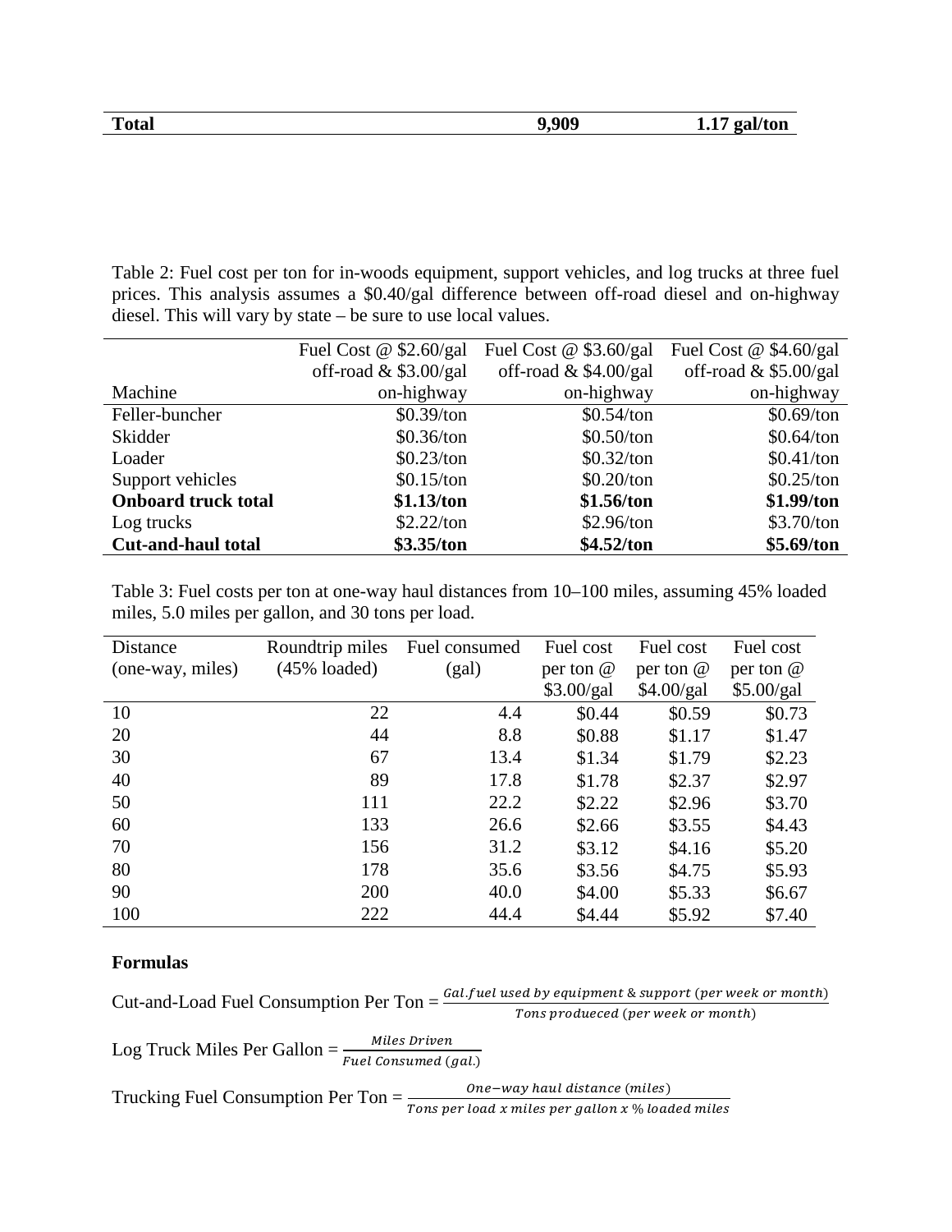| **Total** | **9,909** | **1.17 gal/ton** |
|---|---|---|

Table 2: Fuel cost per ton for in-woods equipment, support vehicles, and log trucks at three fuel prices. This analysis assumes a $0.40/gal difference between off-road diesel and on-highway diesel. This will vary by state – be sure to use local values.

| Machine | Fuel Cost @ $2.60/gal off-road & $3.00/gal on-highway | Fuel Cost @ $3.60/gal off-road & $4.00/gal on-highway | Fuel Cost @ $4.60/gal off-road & $5.00/gal on-highway |
|---|---|---|---|
| Feller-buncher | $0.39/ton | $0.54/ton | $0.69/ton |
| Skidder | $0.36/ton | $0.50/ton | $0.64/ton |
| Loader | $0.23/ton | $0.32/ton | $0.41/ton |
| Support vehicles | $0.15/ton | $0.20/ton | $0.25/ton |
| **Onboard truck total** | **$1.13/ton** | **$1.56/ton** | **$1.99/ton** |
| Log trucks | $2.22/ton | $2.96/ton | $3.70/ton |
| **Cut-and-haul total** | **$3.35/ton** | **$4.52/ton** | **$5.69/ton** |

Table 3: Fuel costs per ton at one-way haul distances from 10–100 miles, assuming 45% loaded miles, 5.0 miles per gallon, and 30 tons per load.

| Distance (one-way, miles) | Roundtrip miles (45% loaded) | Fuel consumed (gal) | Fuel cost per ton @ $3.00/gal | Fuel cost per ton @ $4.00/gal | Fuel cost per ton @ $5.00/gal |
|---|---|---|---|---|---|
| 10 | 22 | 4.4 | $0.44 | $0.59 | $0.73 |
| 20 | 44 | 8.8 | $0.88 | $1.17 | $1.47 |
| 30 | 67 | 13.4 | $1.34 | $1.79 | $2.23 |
| 40 | 89 | 17.8 | $1.78 | $2.37 | $2.97 |
| 50 | 111 | 22.2 | $2.22 | $2.96 | $3.70 |
| 60 | 133 | 26.6 | $2.66 | $3.55 | $4.43 |
| 70 | 156 | 31.2 | $3.12 | $4.16 | $5.20 |
| 80 | 178 | 35.6 | $3.56 | $4.75 | $5.93 |
| 90 | 200 | 40.0 | $4.00 | $5.33 | $6.67 |
| 100 | 222 | 44.4 | $4.44 | $5.92 | $7.40 |

**Formulas**

Cut-and-Load Fuel Consumption Per Ton = $\frac{Gal. fuel\ used\ by\ equipment\ \&\ support\ (per\ week\ or\ month)}{Tons\ produeced\ (per\ week\ or\ month)}$

Log Truck Miles Per Gallon = $\frac{Miles\ Driven}{Fuel\ Consumed\ (gal.)}$

Trucking Fuel Consumption Per Ton = $\frac{One-way\ haul\ distance\ (miles)}{Tons\ per\ load\ x\ miles\ per\ gallon\ x\ \%\ loaded\ miles}$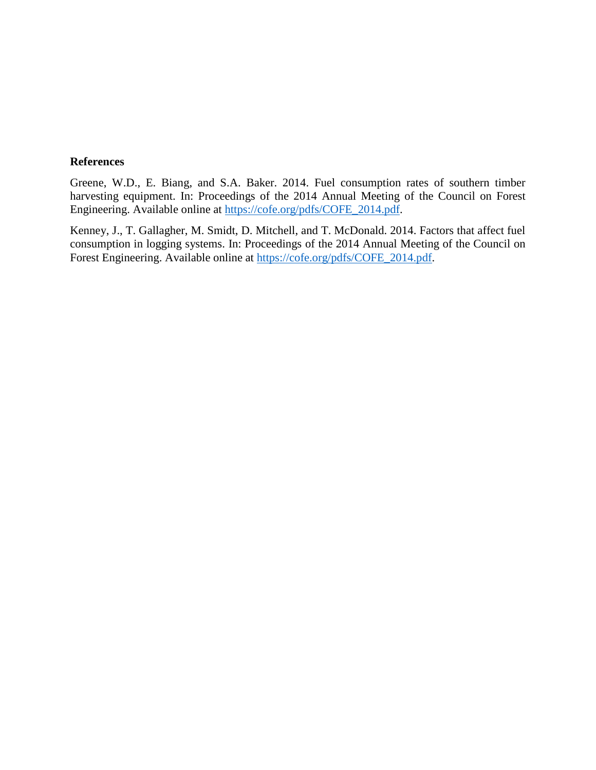**References**

Greene, W.D., E. Biang, and S.A. Baker. 2014. Fuel consumption rates of southern timber harvesting equipment. In: Proceedings of the 2014 Annual Meeting of the Council on Forest Engineering. Available online at [https://cofe.org/pdfs/COFE_2014.pdf](https://cofe.org/pdfs/COFE_2014.pdf).

Kenney, J., T. Gallagher, M. Smidt, D. Mitchell, and T. McDonald. 2014. Factors that affect fuel consumption in logging systems. In: Proceedings of the 2014 Annual Meeting of the Council on Forest Engineering. Available online at [https://cofe.org/pdfs/COFE_2014.pdf](https://cofe.org/pdfs/COFE_2014.pdf).